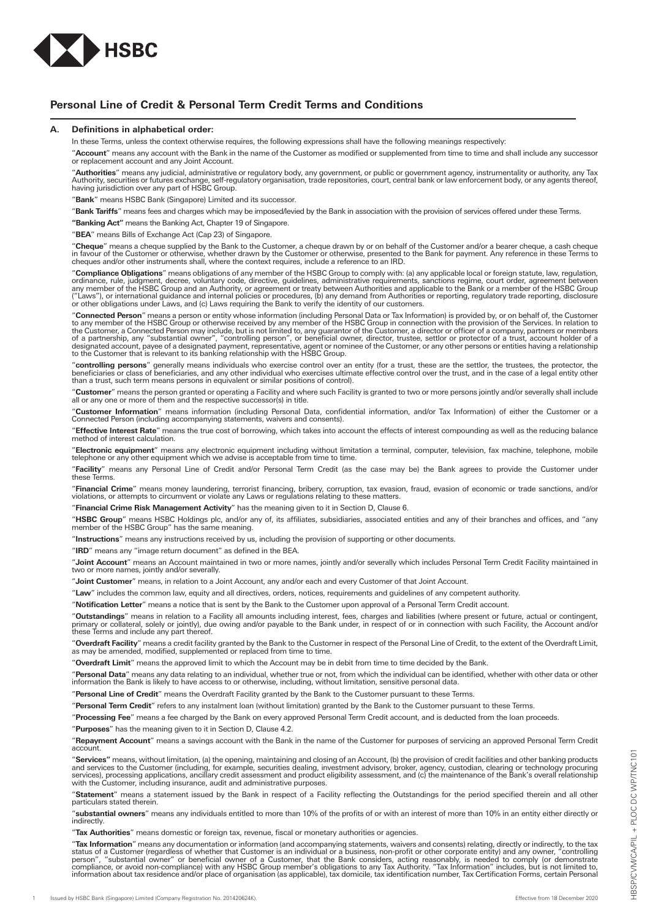# Personal Line of Credit & Personal Term Credit Terms and Conditions

## A. Definitions in alphabetical order:

In these Terms, unless the context otherwise requires, the following expressions shall have the following meanings respectively:

"**Account**" means any account with the Bank in the name of the Customer as modified or supplemented from time to time and shall include any successor or replacement account and any Joint Account.

"**Authorities**" means any judicial, administrative or regulatory body, any government, or public or government agency, instrumentality or authority, any Tax Authority, securities or futures exchange, self-regulatory organisation, trade repositories, court, central bank or law enforcement body, or any agents thereof, having jurisdiction over any part of HSBC Group.

"**Bank**" means HSBC Bank (Singapore) Limited and its successor.

"**Bank Tariffs**" means fees and charges which may be imposed/levied by the Bank in association with the provision of services offered under these Terms.

**"Banking Act"** means the Banking Act, Chapter 19 of Singapore.

"**BEA**" means Bills of Exchange Act (Cap 23) of Singapore.

"**Cheque**" means a cheque supplied by the Bank to the Customer, a cheque drawn by or on behalf of the Customer and/or a bearer cheque, a cash cheque in favour of the Customer or otherwise, whether drawn by the Customer or otherwise, presented to the Bank for payment. Any reference in these Terms to cheques and/or other instruments shall, where the context requires, include a reference to an IRD.

"**Compliance Obligations**" means obligations of any member of the HSBC Group to comply with: (a) any applicable local or foreign statute, law, regulation, ordinance, rule, judgment, decree, voluntary code, directive, guidelines, administrative requirements, sanctions regime, court order, agreement between any member of the HSBC Group and an Authority, or agreement or treaty between Authorities and applicable to the Bank or a member of the HSBC Group ("Laws"), or international guidance and internal policies or procedures, (b) any demand from Authorities or reporting, regulatory trade reporting, disclosure or other obligations under Laws, and (c) Laws requiring the Bank to verify the identity of our customers.

"**Connected Person**" means a person or entity whose information (including Personal Data or Tax Information) is provided by, or on behalf of, the Customer to any member of the HSBC Group or otherwise received by any member of the HSBC Group in connection with the provision of the Services. In relation to the Customer, a Connected Person may include, but is not limited to, any guarantor of the Customer, a director or officer of a company, partners or members of a partnership, any "substantial owner", "controlling person", or beneficial owner, director, trustee, settlor or protector of a trust, account holder of a designated account, payee of a designated payment, representative, agent or nominee of the Customer, or any other persons or entities having a relationship to the Customer that is relevant to its banking relationship with the HSBC Group.

"**controlling persons**" generally means individuals who exercise control over an entity (for a trust, these are the settlor, the trustees, the protector, the beneficiaries or class of beneficiaries, and any other individual who exercises ultimate effective control over the trust, and in the case of a legal entity other than a trust, such term means persons in equivalent or similar positions of control).

"**Customer**" means the person granted or operating a Facility and where such Facility is granted to two or more persons jointly and/or severally shall include all or any one or more of them and the respective successor(s) in title.

"**Customer Information**" means information (including Personal Data, confidential information, and/or Tax Information) of either the Customer or a Connected Person (including accompanying statements, waivers and consents).

"**Effective Interest Rate**" means the true cost of borrowing, which takes into account the effects of interest compounding as well as the reducing balance method of interest calculation.

"**Electronic equipment**" means any electronic equipment including without limitation a terminal, computer, television, fax machine, telephone, mobile telephone or any other equipment which we advise is acceptable from time to time.

"**Facility**" means any Personal Line of Credit and/or Personal Term Credit (as the case may be) the Bank agrees to provide the Customer under these Terms.

"**Financial Crime**" means money laundering, terrorist financing, bribery, corruption, tax evasion, fraud, evasion of economic or trade sanctions, and/or violations, or attempts to circumvent or violate any Laws or regulations relating to these matters.

"**Financial Crime Risk Management Activity**" has the meaning given to it in Section D, Clause 6.

"**HSBC Group**" means HSBC Holdings plc, and/or any of, its affiliates, subsidiaries, associated entities and any of their branches and offices, and "any member of the HSBC Group" has the same meaning.

"**Instructions**" means any instructions received by us, including the provision of supporting or other documents.

"**IRD**" means any "image return document" as defined in the BEA.

"**Joint Account**" means an Account maintained in two or more names, jointly and/or severally which includes Personal Term Credit Facility maintained in two or more names, jointly and/or severally.

"**Joint Customer**" means, in relation to a Joint Account, any and/or each and every Customer of that Joint Account.

"**Law**" includes the common law, equity and all directives, orders, notices, requirements and guidelines of any competent authority.

"**Notification Letter**" means a notice that is sent by the Bank to the Customer upon approval of a Personal Term Credit account.

"**Outstandings**" means in relation to a Facility all amounts including interest, fees, charges and liabilities (where present or future, actual or contingent, primary or collateral, solely or jointly), due owing and/or payable to the Bank under, in respect of or in connection with such Facility, the Account and/or these Terms and include any part thereof.

"**Overdraft Facility**" means a credit facility granted by the Bank to the Customer in respect of the Personal Line of Credit, to the extent of the Overdraft Limit, as may be amended, modified, supplemented or replaced from time to time.

"**Overdraft Limit**" means the approved limit to which the Account may be in debit from time to time decided by the Bank.

"**Personal Data**" means any data relating to an individual, whether true or not, from which the individual can be identified, whether with other data or other information the Bank is likely to have access to or otherwise, including, without limitation, sensitive personal data.

"**Personal Line of Credit**" means the Overdraft Facility granted by the Bank to the Customer pursuant to these Terms.

"**Personal Term Credit**" refers to any instalment loan (without limitation) granted by the Bank to the Customer pursuant to these Terms.

"**Processing Fee**" means a fee charged by the Bank on every approved Personal Term Credit account, and is deducted from the loan proceeds.

"**Purposes**" has the meaning given to it in Section D, Clause 4.2.

"**Repayment Account**" means a savings account with the Bank in the name of the Customer for purposes of servicing an approved Personal Term Credit account.

"**Services"** means, without limitation, (a) the opening, maintaining and closing of an Account, (b) the provision of credit facilities and other banking products and services to the Customer (including, for example, securities dealing, investment advisory, broker, agency, custodian, clearing or technology procuring services), processing applications, ancillary credit assessment and product eligibility assessment, and (c) the maintenance of the Bank's overall relationship with the Customer, including insurance, audit and administrative purposes.

"**Statement**" means a statement issued by the Bank in respect of a Facility reflecting the Outstandings for the period specified therein and all other particulars stated therein.

"**substantial owners**" means any individuals entitled to more than 10% of the profits of or with an interest of more than 10% in an entity either directly or indirectly.

"**Tax Authorities**" means domestic or foreign tax, revenue, fiscal or monetary authorities or agencies.

"**Tax Information**" means any documentation or information (and accompanying statements, waivers and consents) relating, directly or indirectly, to the tax status of a Customer (regardless of whether that Customer is an individual or a business, non-profit or other corporate entity) and any owner, "controlling person", "substantial owner" or beneficial owner of a Customer, that the Bank considers, acting reasonably, is needed to comply (or demonstrate compliance, or avoid non-compliance) with any HSBC Group member's obligations to any Tax Authority. "Tax Information" includes, but is not limited to, information about tax residence and/or place of organisation (as applicable), tax domicile, tax identification number, Tax Certification Forms, certain Personal

Issued by HSBC Bank (Singapore) Limited (Company Registration No. 201420624K). Effective from 18 December 2020

HBSP/CVM/CA/PIL + PLOC DC WP/TNC101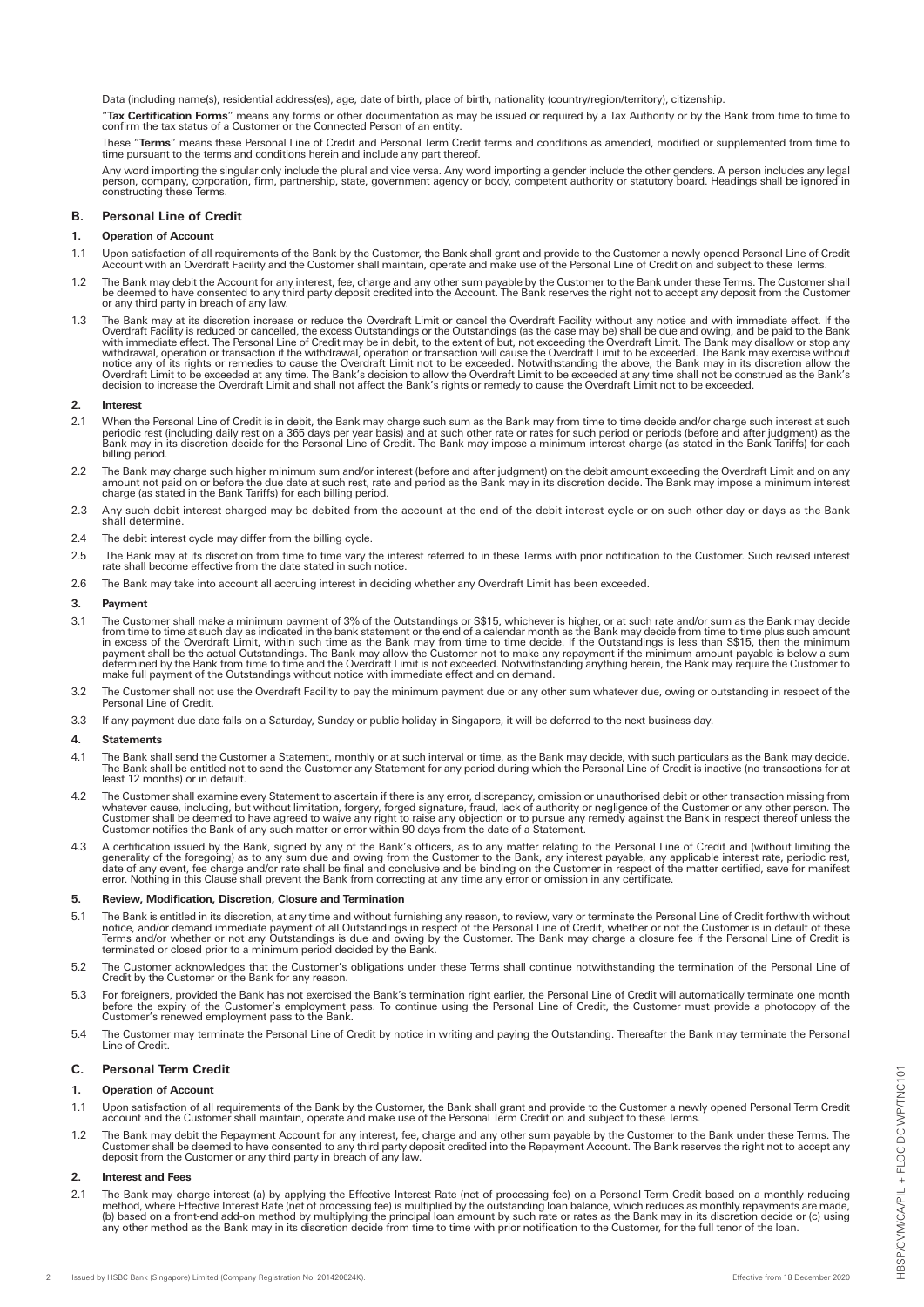Data (including name(s), residential address(es), age, date of birth, place of birth, nationality (country/region/territory), citizenship.

"**Tax Certification Forms**" means any forms or other documentation as may be issued or required by a Tax Authority or by the Bank from time to time to confirm the tax status of a Customer or the Connected Person of an entity.

These "**Terms**" means these Personal Line of Credit and Personal Term Credit terms and conditions as amended, modified or supplemented from time to time pursuant to the terms and conditions herein and include any part thereof.

Any word importing the singular only include the plural and vice versa. Any word importing a gender include the other genders. A person includes any legal person, company, corporation, firm, partnership, state, government agency or body, competent authority or statutory board. Headings shall be ignored in constructing these Terms.

## B. Personal Line of Credit

### 1. Operation of Account

1.1 Upon satisfaction of all requirements of the Bank by the Customer, the Bank shall grant and provide to the Customer a newly opened Personal Line of Credit Account with an Overdraft Facility and the Customer shall maintain, operate and make use of the Personal Line of Credit on and subject to these Terms.

1.2 The Bank may debit the Account for any interest, fee, charge and any other sum payable by the Customer to the Bank under these Terms. The Customer shall be deemed to have consented to any third party deposit credited into the Account. The Bank reserves the right not to accept any deposit from the Customer or any third party in breach of any law.

1.3 The Bank may at its discretion increase or reduce the Overdraft Limit or cancel the Overdraft Facility without any notice and with immediate effect. If the Overdraft Facility is reduced or cancelled, the excess Outstandings or the Outstandings (as the case may be) shall be due and owing, and be paid to the Bank with immediate effect. The Personal Line of Credit may be in debit, to the extent of but, not exceeding the Overdraft Limit. The Bank may disallow or stop any withdrawal, operation or transaction if the withdrawal, operation or transaction will cause the Overdraft Limit to be exceeded. The Bank may exercise without notice any of its rights or remedies to cause the Overdraft Limit not to be exceeded. Notwithstanding the above, the Bank may in its discretion allow the Overdraft Limit to be exceeded at any time. The Bank's decision to allow the Overdraft Limit to be exceeded at any time shall not be construed as the Bank's decision to increase the Overdraft Limit and shall not affect the Bank's rights or remedy to cause the Overdraft Limit not to be exceeded.

### 2. Interest

2.1 When the Personal Line of Credit is in debit, the Bank may charge such sum as the Bank may from time to time decide and/or charge such interest at such periodic rest (including daily rest on a 365 days per year basis) and at such other rate or rates for such period or periods (before and after judgment) as the Bank may in its discretion decide for the Personal Line of Credit. The Bank may impose a minimum interest charge (as stated in the Bank Tariffs) for each billing period.

2.2 The Bank may charge such higher minimum sum and/or interest (before and after judgment) on the debit amount exceeding the Overdraft Limit and on any amount not paid on or before the due date at such rest, rate and period as the Bank may in its discretion decide. The Bank may impose a minimum interest charge (as stated in the Bank Tariffs) for each billing period.

2.3 Any such debit interest charged may be debited from the account at the end of the debit interest cycle or on such other day or days as the Bank shall determine.

2.4 The debit interest cycle may differ from the billing cycle.

2.5 The Bank may at its discretion from time to time vary the interest referred to in these Terms with prior notification to the Customer. Such revised interest rate shall become effective from the date stated in such notice.

2.6 The Bank may take into account all accruing interest in deciding whether any Overdraft Limit has been exceeded.

### 3. Payment

3.1 The Customer shall make a minimum payment of 3% of the Outstandings or S$15, whichever is higher, or at such rate and/or sum as the Bank may decide from time to time at such day as indicated in the bank statement or the end of a calendar month as the Bank may decide from time to time plus such amount in excess of the Overdraft Limit, within such time as the Bank may from time to time decide. If the Outstandings is less than S$15, then the minimum payment shall be the actual Outstandings. The Bank may allow the Customer not to make any repayment if the minimum amount payable is below a sum determined by the Bank from time to time and the Overdraft Limit is not exceeded. Notwithstanding anything herein, the Bank may require the Customer to make full payment of the Outstandings without notice with immediate effect and on demand.

3.2 The Customer shall not use the Overdraft Facility to pay the minimum payment due or any other sum whatever due, owing or outstanding in respect of the Personal Line of Credit.

3.3 If any payment due date falls on a Saturday, Sunday or public holiday in Singapore, it will be deferred to the next business day.

### 4. Statements

4.1 The Bank shall send the Customer a Statement, monthly or at such interval or time, as the Bank may decide, with such particulars as the Bank may decide. The Bank shall be entitled not to send the Customer any Statement for any period during which the Personal Line of Credit is inactive (no transactions for at least 12 months) or in default.

4.2 The Customer shall examine every Statement to ascertain if there is any error, discrepancy, omission or unauthorised debit or other transaction missing from whatever cause, including, but without limitation, forgery, forged signature, fraud, lack of authority or negligence of the Customer or any other person. The Customer shall be deemed to have agreed to waive any right to raise any objection or to pursue any remedy against the Bank in respect thereof unless the Customer notifies the Bank of any such matter or error within 90 days from the date of a Statement.

4.3 A certification issued by the Bank, signed by any of the Bank's officers, as to any matter relating to the Personal Line of Credit and (without limiting the generality of the foregoing) as to any sum due and owing from the Customer to the Bank, any interest payable, any applicable interest rate, periodic rest, date of any event, fee charge and/or rate shall be final and conclusive and be binding on the Customer in respect of the matter certified, save for manifest error. Nothing in this Clause shall prevent the Bank from correcting at any time any error or omission in any certificate.

### 5. Review, Modification, Discretion, Closure and Termination

5.1 The Bank is entitled in its discretion, at any time and without furnishing any reason, to review, vary or terminate the Personal Line of Credit forthwith without notice, and/or demand immediate payment of all Outstandings in respect of the Personal Line of Credit, whether or not the Customer is in default of these Terms and/or whether or not any Outstandings is due and owing by the Customer. The Bank may charge a closure fee if the Personal Line of Credit is terminated or closed prior to a minimum period decided by the Bank.

5.2 The Customer acknowledges that the Customer's obligations under these Terms shall continue notwithstanding the termination of the Personal Line of Credit by the Customer or the Bank for any reason.

5.3 For foreigners, provided the Bank has not exercised the Bank's termination right earlier, the Personal Line of Credit will automatically terminate one month before the expiry of the Customer's employment pass. To continue using the Personal Line of Credit, the Customer must provide a photocopy of the Customer's renewed employment pass to the Bank.

5.4 The Customer may terminate the Personal Line of Credit by notice in writing and paying the Outstanding. Thereafter the Bank may terminate the Personal Line of Credit.

## C. Personal Term Credit

### 1. Operation of Account

1.1 Upon satisfaction of all requirements of the Bank by the Customer, the Bank shall grant and provide to the Customer a newly opened Personal Term Credit account and the Customer shall maintain, operate and make use of the Personal Term Credit on and subject to these Terms.

1.2 The Bank may debit the Repayment Account for any interest, fee, charge and any other sum payable by the Customer to the Bank under these Terms. The Customer shall be deemed to have consented to any third party deposit credited into the Repayment Account. The Bank reserves the right not to accept any deposit from the Customer or any third party in breach of any law.

### 2. Interest and Fees

2.1 The Bank may charge interest (a) by applying the Effective Interest Rate (net of processing fee) on a Personal Term Credit based on a monthly reducing method, where Effective Interest Rate (net of processing fee) is multiplied by the outstanding loan balance, which reduces as monthly repayments are made, (b) based on a front-end add-on method by multiplying the principal loan amount by such rate or rates as the Bank may in its discretion decide or (c) using any other method as the Bank may in its discretion decide from time to time with prior notification to the Customer, for the full tenor of the loan.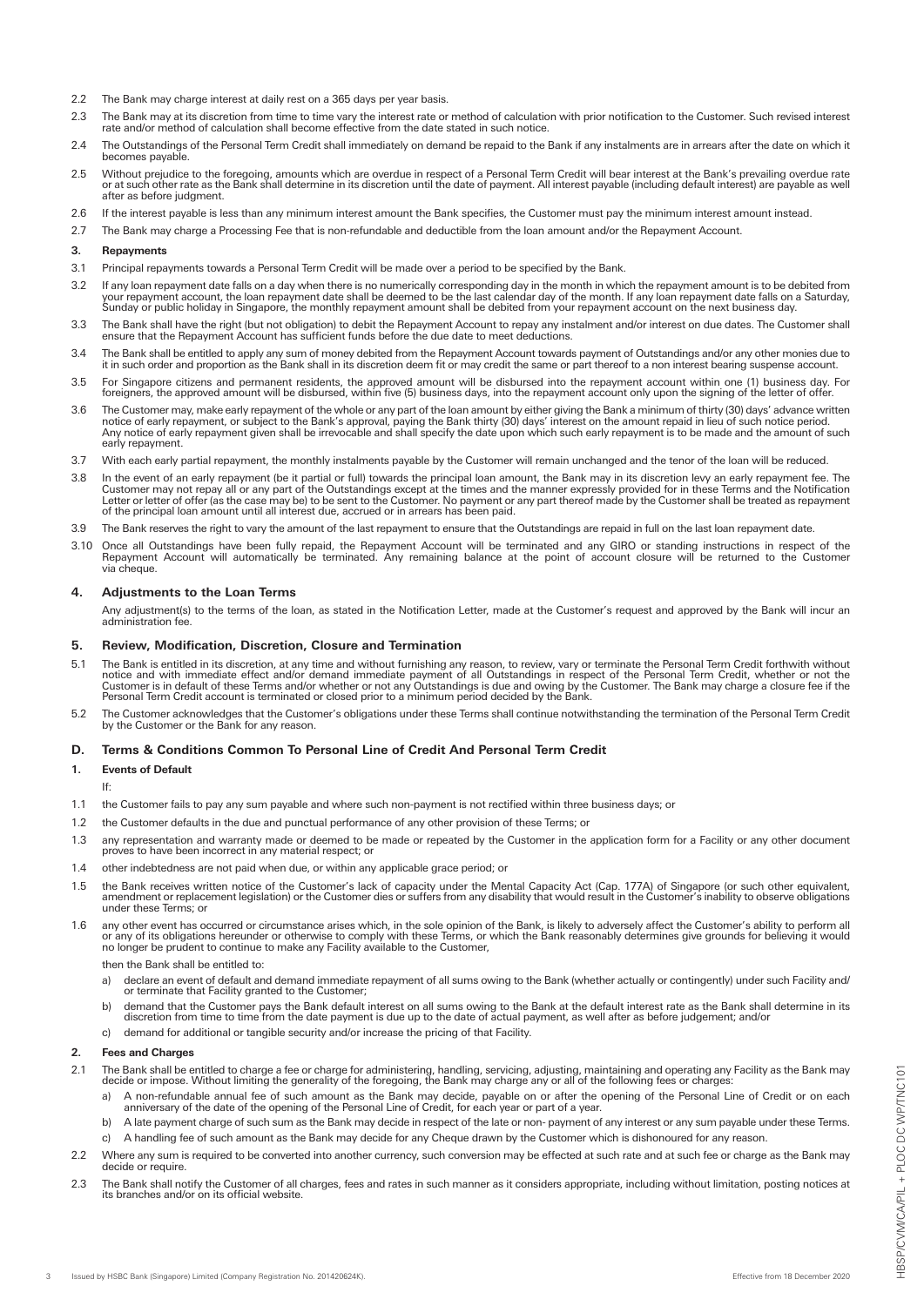2.2 The Bank may charge interest at daily rest on a 365 days per year basis.

2.3 The Bank may at its discretion from time to time vary the interest rate or method of calculation with prior notification to the Customer. Such revised interest rate and/or method of calculation shall become effective from the date stated in such notice.

2.4 The Outstandings of the Personal Term Credit shall immediately on demand be repaid to the Bank if any instalments are in arrears after the date on which it becomes payable.

2.5 Without prejudice to the foregoing, amounts which are overdue in respect of a Personal Term Credit will bear interest at the Bank's prevailing overdue rate or at such other rate as the Bank shall determine in its discretion until the date of payment. All interest payable (including default interest) are payable as well after as before judgment.

2.6 If the interest payable is less than any minimum interest amount the Bank specifies, the Customer must pay the minimum interest amount instead.

2.7 The Bank may charge a Processing Fee that is non-refundable and deductible from the loan amount and/or the Repayment Account.

**3. Repayments**

3.1 Principal repayments towards a Personal Term Credit will be made over a period to be specified by the Bank.

3.2 If any loan repayment date falls on a day when there is no numerically corresponding day in the month in which the repayment amount is to be debited from your repayment account, the loan repayment date shall be deemed to be the last calendar day of the month. If any loan repayment date falls on a Saturday, Sunday or public holiday in Singapore, the monthly repayment amount shall be debited from your repayment account on the next business day.

3.3 The Bank shall have the right (but not obligation) to debit the Repayment Account to repay any instalment and/or interest on due dates. The Customer shall ensure that the Repayment Account has sufficient funds before the due date to meet deductions.

3.4 The Bank shall be entitled to apply any sum of money debited from the Repayment Account towards payment of Outstandings and/or any other monies due to it in such order and proportion as the Bank shall in its discretion deem fit or may credit the same or part thereof to a non interest bearing suspense account.

3.5 For Singapore citizens and permanent residents, the approved amount will be disbursed into the repayment account within one (1) business day. For foreigners, the approved amount will be disbursed, within five (5) business days, into the repayment account only upon the signing of the letter of offer.

3.6 The Customer may, make early repayment of the whole or any part of the loan amount by either giving the Bank a minimum of thirty (30) days' advance written notice of early repayment, or subject to the Bank's approval, paying the Bank thirty (30) days' interest on the amount repaid in lieu of such notice period. Any notice of early repayment given shall be irrevocable and shall specify the date upon which such early repayment is to be made and the amount of such early repayment.

3.7 With each early partial repayment, the monthly instalments payable by the Customer will remain unchanged and the tenor of the loan will be reduced.

3.8 In the event of an early repayment (be it partial or full) towards the principal loan amount, the Bank may in its discretion levy an early repayment fee. The Customer may not repay all or any part of the Outstandings except at the times and the manner expressly provided for in these Terms and the Notification Letter or letter of offer (as the case may be) to be sent to the Customer. No payment or any part thereof made by the Customer shall be treated as repayment of the principal loan amount until all interest due, accrued or in arrears has been paid.

3.9 The Bank reserves the right to vary the amount of the last repayment to ensure that the Outstandings are repaid in full on the last loan repayment date.

3.10 Once all Outstandings have been fully repaid, the Repayment Account will be terminated and any GIRO or standing instructions in respect of the Repayment Account will automatically be terminated. Any remaining balance at the point of account closure will be returned to the Customer via cheque.

### 4. Adjustments to the Loan Terms

Any adjustment(s) to the terms of the loan, as stated in the Notification Letter, made at the Customer's request and approved by the Bank will incur an administration fee.

### 5. Review, Modification, Discretion, Closure and Termination

5.1 The Bank is entitled in its discretion, at any time and without furnishing any reason, to review, vary or terminate the Personal Term Credit forthwith without notice and with immediate effect and/or demand immediate payment of all Outstandings in respect of the Personal Term Credit, whether or not the Customer is in default of these Terms and/or whether or not any Outstandings is due and owing by the Customer. The Bank may charge a closure fee if the Personal Term Credit account is terminated or closed prior to a minimum period decided by the Bank.

5.2 The Customer acknowledges that the Customer's obligations under these Terms shall continue notwithstanding the termination of the Personal Term Credit by the Customer or the Bank for any reason.

## D. Terms & Conditions Common To Personal Line of Credit And Personal Term Credit

**1. Events of Default**

If:

1.1 the Customer fails to pay any sum payable and where such non-payment is not rectified within three business days; or

1.2 the Customer defaults in the due and punctual performance of any other provision of these Terms; or

1.3 any representation and warranty made or deemed to be made or repeated by the Customer in the application form for a Facility or any other document proves to have been incorrect in any material respect; or

1.4 other indebtedness are not paid when due, or within any applicable grace period; or

1.5 the Bank receives written notice of the Customer's lack of capacity under the Mental Capacity Act (Cap. 177A) of Singapore (or such other equivalent, amendment or replacement legislation) or the Customer dies or suffers from any disability that would result in the Customer's inability to observe obligations under these Terms; or

1.6 any other event has occurred or circumstance arises which, in the sole opinion of the Bank, is likely to adversely affect the Customer's ability to perform all or any of its obligations hereunder or otherwise to comply with these Terms, or which the Bank reasonably determines give grounds for believing it would no longer be prudent to continue to make any Facility available to the Customer,

then the Bank shall be entitled to:

a) declare an event of default and demand immediate repayment of all sums owing to the Bank (whether actually or contingently) under such Facility and/or terminate that Facility granted to the Customer;

b) demand that the Customer pays the Bank default interest on all sums owing to the Bank at the default interest rate as the Bank shall determine in its discretion from time to time from the date payment is due up to the date of actual payment, as well after as before judgement; and/or

c) demand for additional or tangible security and/or increase the pricing of that Facility.

**2. Fees and Charges**

2.1 The Bank shall be entitled to charge a fee or charge for administering, handling, servicing, adjusting, maintaining and operating any Facility as the Bank may decide or impose. Without limiting the generality of the foregoing, the Bank may charge any or all of the following fees or charges:

a) A non-refundable annual fee of such amount as the Bank may decide, payable on or after the opening of the Personal Line of Credit or on each anniversary of the date of the opening of the Personal Line of Credit, for each year or part of a year.

b) A late payment charge of such sum as the Bank may decide in respect of the late or non- payment of any interest or any sum payable under these Terms.

c) A handling fee of such amount as the Bank may decide for any Cheque drawn by the Customer which is dishonoured for any reason.

2.2 Where any sum is required to be converted into another currency, such conversion may be effected at such rate and at such fee or charge as the Bank may decide or require.

2.3 The Bank shall notify the Customer of all charges, fees and rates in such manner as it considers appropriate, including without limitation, posting notices at its branches and/or on its official website.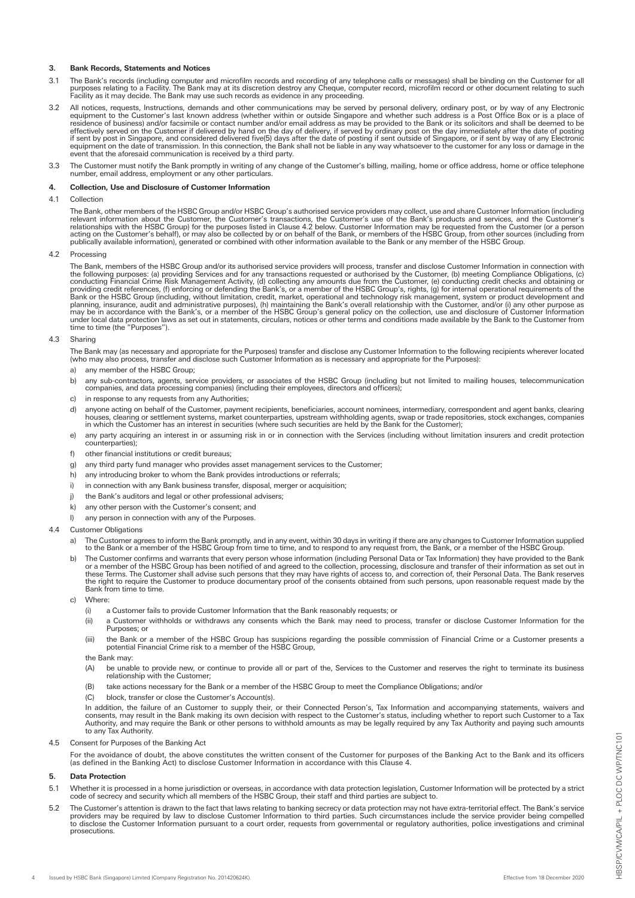## 3. Bank Records, Statements and Notices

3.1 The Bank's records (including computer and microfilm records and recording of any telephone calls or messages) shall be binding on the Customer for all purposes relating to a Facility. The Bank may at its discretion destroy any Cheque, computer record, microfilm record or other document relating to such Facility as it may decide. The Bank may use such records as evidence in any proceeding.

3.2 All notices, requests, Instructions, demands and other communications may be served by personal delivery, ordinary post, or by way of any Electronic equipment to the Customer's last known address (whether within or outside Singapore and whether such address is a Post Office Box or is a place of residence of business) and/or facsimile or contact number and/or email address as may be provided to the Bank or its solicitors and shall be deemed to be effectively served on the Customer if delivered by hand on the day of delivery, if served by ordinary post on the day immediately after the date of posting if sent by post in Singapore, and considered delivered five(5) days after the date of posting if sent outside of Singapore, or if sent by way of any Electronic equipment on the date of transmission. In this connection, the Bank shall not be liable in any way whatsoever to the customer for any loss or damage in the event that the aforesaid communication is received by a third party.

3.3 The Customer must notify the Bank promptly in writing of any change of the Customer's billing, mailing, home or office address, home or office telephone number, email address, employment or any other particulars.

## 4. Collection, Use and Disclosure of Customer Information

4.1 Collection

The Bank, other members of the HSBC Group and/or HSBC Group's authorised service providers may collect, use and share Customer Information (including relevant information about the Customer, the Customer's transactions, the Customer's use of the Bank's products and services, and the Customer's relationships with the HSBC Group) for the purposes listed in Clause 4.2 below. Customer Information may be requested from the Customer (or a person acting on the Customer's behalf), or may also be collected by or on behalf of the Bank, or members of the HSBC Group, from other sources (including from publically available information), generated or combined with other information available to the Bank or any member of the HSBC Group.

4.2 Processing

The Bank, members of the HSBC Group and/or its authorised service providers will process, transfer and disclose Customer Information in connection with the following purposes: (a) providing Services and for any transactions requested or authorised by the Customer, (b) meeting Compliance Obligations, (c) conducting Financial Crime Risk Management Activity, (d) collecting any amounts due from the Customer, (e) conducting credit checks and obtaining or providing credit references, (f) enforcing or defending the Bank's, or a member of the HSBC Group's, rights, (g) for internal operational requirements of the Bank or the HSBC Group (including, without limitation, credit, market, operational and technology risk management, system or product development and planning, insurance, audit and administrative purposes), (h) maintaining the Bank's overall relationship with the Customer, and/or (i) any other purpose as may be in accordance with the Bank's, or a member of the HSBC Group's general policy on the collection, use and disclosure of Customer Information under local data protection laws as set out in statements, circulars, notices or other terms and conditions made available by the Bank to the Customer from time to time (the "Purposes").

4.3 Sharing

The Bank may (as necessary and appropriate for the Purposes) transfer and disclose any Customer Information to the following recipients wherever located (who may also process, transfer and disclose such Customer Information as is necessary and appropriate for the Purposes):

a) any member of the HSBC Group;

b) any sub-contractors, agents, service providers, or associates of the HSBC Group (including but not limited to mailing houses, telecommunication companies, and data processing companies) (including their employees, directors and officers);

c) in response to any requests from any Authorities;

d) anyone acting on behalf of the Customer, payment recipients, beneficiaries, account nominees, intermediary, correspondent and agent banks, clearing houses, clearing or settlement systems, market counterparties, upstream withholding agents, swap or trade repositories, stock exchanges, companies in which the Customer has an interest in securities (where such securities are held by the Bank for the Customer);

e) any party acquiring an interest in or assuming risk in or in connection with the Services (including without limitation insurers and credit protection counterparties);

f) other financial institutions or credit bureaus;

g) any third party fund manager who provides asset management services to the Customer;

h) any introducing broker to whom the Bank provides introductions or referrals;

i) in connection with any Bank business transfer, disposal, merger or acquisition;

j) the Bank's auditors and legal or other professional advisers;

k) any other person with the Customer's consent; and

l) any person in connection with any of the Purposes.

4.4 Customer Obligations

a) The Customer agrees to inform the Bank promptly, and in any event, within 30 days in writing if there are any changes to Customer Information supplied to the Bank or a member of the HSBC Group from time to time, and to respond to any request from, the Bank, or a member of the HSBC Group.

b) The Customer confirms and warrants that every person whose information (including Personal Data or Tax Information) they have provided to the Bank or a member of the HSBC Group has been notified of and agreed to the collection, processing, disclosure and transfer of their information as set out in these Terms. The Customer shall advise such persons that they may have rights of access to, and correction of, their Personal Data. The Bank reserves the right to require the Customer to produce documentary proof of the consents obtained from such persons, upon reasonable request made by the Bank from time to time.

c) Where:

(i) a Customer fails to provide Customer Information that the Bank reasonably requests; or

(ii) a Customer withholds or withdraws any consents which the Bank may need to process, transfer or disclose Customer Information for the Purposes; or

(iii) the Bank or a member of the HSBC Group has suspicions regarding the possible commission of Financial Crime or a Customer presents a potential Financial Crime risk to a member of the HSBC Group,

the Bank may:

(A) be unable to provide new, or continue to provide all or part of the, Services to the Customer and reserves the right to terminate its business relationship with the Customer;

(B) take actions necessary for the Bank or a member of the HSBC Group to meet the Compliance Obligations; and/or

(C) block, transfer or close the Customer's Account(s).

In addition, the failure of an Customer to supply their, or their Connected Person's, Tax Information and accompanying statements, waivers and consents, may result in the Bank making its own decision with respect to the Customer's status, including whether to report such Customer to a Tax Authority, and may require the Bank or other persons to withhold amounts as may be legally required by any Tax Authority and paying such amounts to any Tax Authority.

4.5 Consent for Purposes of the Banking Act

For the avoidance of doubt, the above constitutes the written consent of the Customer for purposes of the Banking Act to the Bank and its officers (as defined in the Banking Act) to disclose Customer Information in accordance with this Clause 4.

## 5. Data Protection

5.1 Whether it is processed in a home jurisdiction or overseas, in accordance with data protection legislation, Customer Information will be protected by a strict code of secrecy and security which all members of the HSBC Group, their staff and third parties are subject to.

5.2 The Customer's attention is drawn to the fact that laws relating to banking secrecy or data protection may not have extra-territorial effect. The Bank's service providers may be required by law to disclose Customer Information to third parties. Such circumstances include the service provider being compelled to disclose the Customer Information pursuant to a court order, requests from governmental or regulatory authorities, police investigations and criminal prosecutions.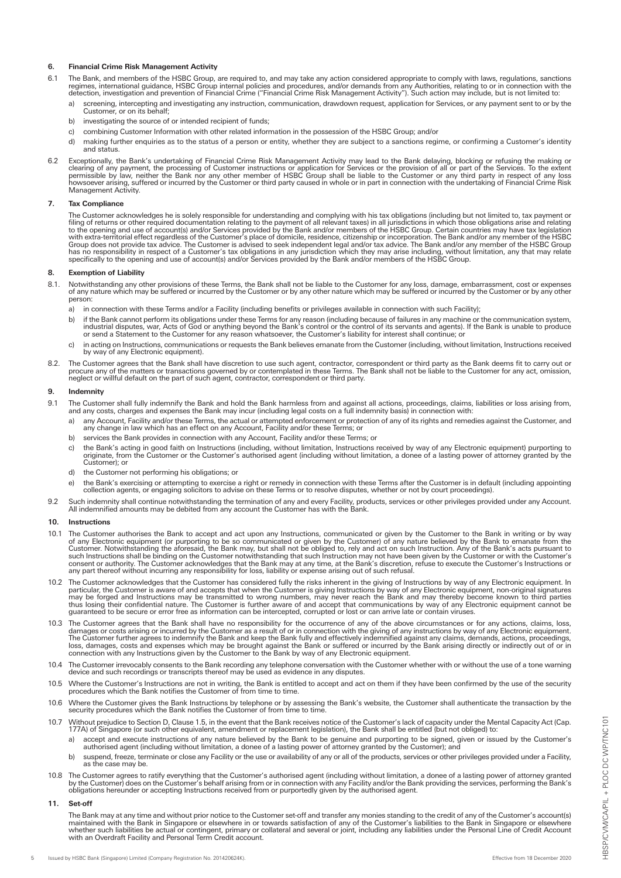## 6. Financial Crime Risk Management Activity

6.1 The Bank, and members of the HSBC Group, are required to, and may take any action considered appropriate to comply with laws, regulations, sanctions regimes, international guidance, HSBC Group internal policies and procedures, and/or demands from any Authorities, relating to or in connection with the detection, investigation and prevention of Financial Crime ("Financial Crime Risk Management Activity"). Such action may include, but is not limited to:

a) screening, intercepting and investigating any instruction, communication, drawdown request, application for Services, or any payment sent to or by the Customer, or on its behalf;

b) investigating the source of or intended recipient of funds;

c) combining Customer Information with other related information in the possession of the HSBC Group; and/or

d) making further enquiries as to the status of a person or entity, whether they are subject to a sanctions regime, or confirming a Customer's identity and status.

6.2 Exceptionally, the Bank's undertaking of Financial Crime Risk Management Activity may lead to the Bank delaying, blocking or refusing the making or clearing of any payment, the processing of Customer instructions or application for Services or the provision of all or part of the Services. To the extent permissible by law, neither the Bank nor any other member of HSBC Group shall be liable to the Customer or any third party in respect of any loss howsoever arising, suffered or incurred by the Customer or third party caused in whole or in part in connection with the undertaking of Financial Crime Risk Management Activity.

## 7. Tax Compliance

The Customer acknowledges he is solely responsible for understanding and complying with his tax obligations (including but not limited to, tax payment or filing of returns or other required documentation relating to the payment of all relevant taxes) in all jurisdictions in which those obligations arise and relating to the opening and use of account(s) and/or Services provided by the Bank and/or members of the HSBC Group. Certain countries may have tax legislation with extra-territorial effect regardless of the Customer's place of domicile, residence, citizenship or incorporation. The Bank and/or any member of the HSBC Group does not provide tax advice. The Customer is advised to seek independent legal and/or tax advice. The Bank and/or any member of the HSBC Group has no responsibility in respect of a Customer's tax obligations in any jurisdiction which they may arise including, without limitation, any that may relate specifically to the opening and use of account(s) and/or Services provided by the Bank and/or members of the HSBC Group.

## 8. Exemption of Liability

8.1. Notwithstanding any other provisions of these Terms, the Bank shall not be liable to the Customer for any loss, damage, embarrassment, cost or expenses of any nature which may be suffered or incurred by the Customer or by any other nature which may be suffered or incurred by the Customer or by any other person:

a) in connection with these Terms and/or a Facility (including benefits or privileges available in connection with such Facility);

b) if the Bank cannot perform its obligations under these Terms for any reason (including because of failures in any machine or the communication system, industrial disputes, war, Acts of God or anything beyond the Bank's control or the control of its servants and agents). If the Bank is unable to produce or send a Statement to the Customer for any reason whatsoever, the Customer's liability for interest shall continue; or

c) in acting on Instructions, communications or requests the Bank believes emanate from the Customer (including, without limitation, Instructions received by way of any Electronic equipment).

8.2. The Customer agrees that the Bank shall have discretion to use such agent, contractor, correspondent or third party as the Bank deems fit to carry out or procure any of the matters or transactions governed by or contemplated in these Terms. The Bank shall not be liable to the Customer for any act, omission, neglect or willful default on the part of such agent, contractor, correspondent or third party.

## 9. Indemnity

9.1 The Customer shall fully indemnify the Bank and hold the Bank harmless from and against all actions, proceedings, claims, liabilities or loss arising from, and any costs, charges and expenses the Bank may incur (including legal costs on a full indemnity basis) in connection with:

a) any Account, Facility and/or these Terms, the actual or attempted enforcement or protection of any of its rights and remedies against the Customer, and any change in law which has an effect on any Account, Facility and/or these Terms; or

b) services the Bank provides in connection with any Account, Facility and/or these Terms; or

c) the Bank's acting in good faith on Instructions (including, without limitation, Instructions received by way of any Electronic equipment) purporting to originate, from the Customer or the Customer's authorised agent (including without limitation, a donee of a lasting power of attorney granted by the Customer); or

d) the Customer not performing his obligations; or

e) the Bank's exercising or attempting to exercise a right or remedy in connection with these Terms after the Customer is in default (including appointing collection agents, or engaging solicitors to advise on these Terms or to resolve disputes, whether or not by court proceedings).

9.2 Such indemnity shall continue notwithstanding the termination of any and every Facility, products, services or other privileges provided under any Account. All indemnified amounts may be debited from any account the Customer has with the Bank.

## 10. Instructions

10.1 The Customer authorises the Bank to accept and act upon any Instructions, communicated or given by the Customer to the Bank in writing or by way of any Electronic equipment (or purporting to be so communicated or given by the Customer) of any nature believed by the Bank to emanate from the Customer. Notwithstanding the aforesaid, the Bank may, but shall not be obliged to, rely and act on such Instruction. Any of the Bank's acts pursuant to such Instructions shall be binding on the Customer notwithstanding that such Instruction may not have been given by the Customer or with the Customer's consent or authority. The Customer acknowledges that the Bank may at any time, at the Bank's discretion, refuse to execute the Customer's Instructions or any part thereof without incurring any responsibility for loss, liability or expense arising out of such refusal.

10.2 The Customer acknowledges that the Customer has considered fully the risks inherent in the giving of Instructions by way of any Electronic equipment. In particular, the Customer is aware of and accepts that when the Customer is giving Instructions by way of any Electronic equipment, non-original signatures may be forged and Instructions may be transmitted to wrong numbers, may never reach the Bank and may thereby become known to third parties thus losing their confidential nature. The Customer is further aware of and accept that communications by way of any Electronic equipment cannot be guaranteed to be secure or error free as information can be intercepted, corrupted or lost or can arrive late or contain viruses.

10.3 The Customer agrees that the Bank shall have no responsibility for the occurrence of any of the above circumstances or for any actions, claims, loss, damages or costs arising or incurred by the Customer as a result of or in connection with the giving of any instructions by way of any Electronic equipment. The Customer further agrees to indemnify the Bank and keep the Bank fully and effectively indemnified against any claims, demands, actions, proceedings, loss, damages, costs and expenses which may be brought against the Bank or suffered or incurred by the Bank arising directly or indirectly out of or in connection with any Instructions given by the Customer to the Bank by way of any Electronic equipment.

10.4 The Customer irrevocably consents to the Bank recording any telephone conversation with the Customer whether with or without the use of a tone warning device and such recordings or transcripts thereof may be used as evidence in any disputes.

10.5 Where the Customer's Instructions are not in writing, the Bank is entitled to accept and act on them if they have been confirmed by the use of the security procedures which the Bank notifies the Customer of from time to time.

10.6 Where the Customer gives the Bank Instructions by telephone or by assessing the Bank's website, the Customer shall authenticate the transaction by the security procedures which the Bank notifies the Customer of from time to time.

10.7 Without prejudice to Section D, Clause 1.5, in the event that the Bank receives notice of the Customer's lack of capacity under the Mental Capacity Act (Cap. 177A) of Singapore (or such other equivalent, amendment or replacement legislation), the Bank shall be entitled (but not obliged) to:

a) accept and execute instructions of any nature believed by the Bank to be genuine and purporting to be signed, given or issued by the Customer's authorised agent (including without limitation, a donee of a lasting power of attorney granted by the Customer); and

b) suspend, freeze, terminate or close any Facility or the use or availability of any or all of the products, services or other privileges provided under a Facility, as the case may be.

10.8 The Customer agrees to ratify everything that the Customer's authorised agent (including without limitation, a donee of a lasting power of attorney granted by the Customer) does on the Customer's behalf arising from or in connection with any Facility and/or the Bank providing the services, performing the Bank's obligations hereunder or accepting Instructions received from or purportedly given by the authorised agent.

## 11. Set-off

The Bank may at any time and without prior notice to the Customer set-off and transfer any monies standing to the credit of any of the Customer's account(s) maintained with the Bank in Singapore or elsewhere in or towards satisfaction of any of the Customer's liabilities to the Bank in Singapore or elsewhere whether such liabilities be actual or contingent, primary or collateral and several or joint, including any liabilities under the Personal Line of Credit Account with an Overdraft Facility and Personal Term Credit account.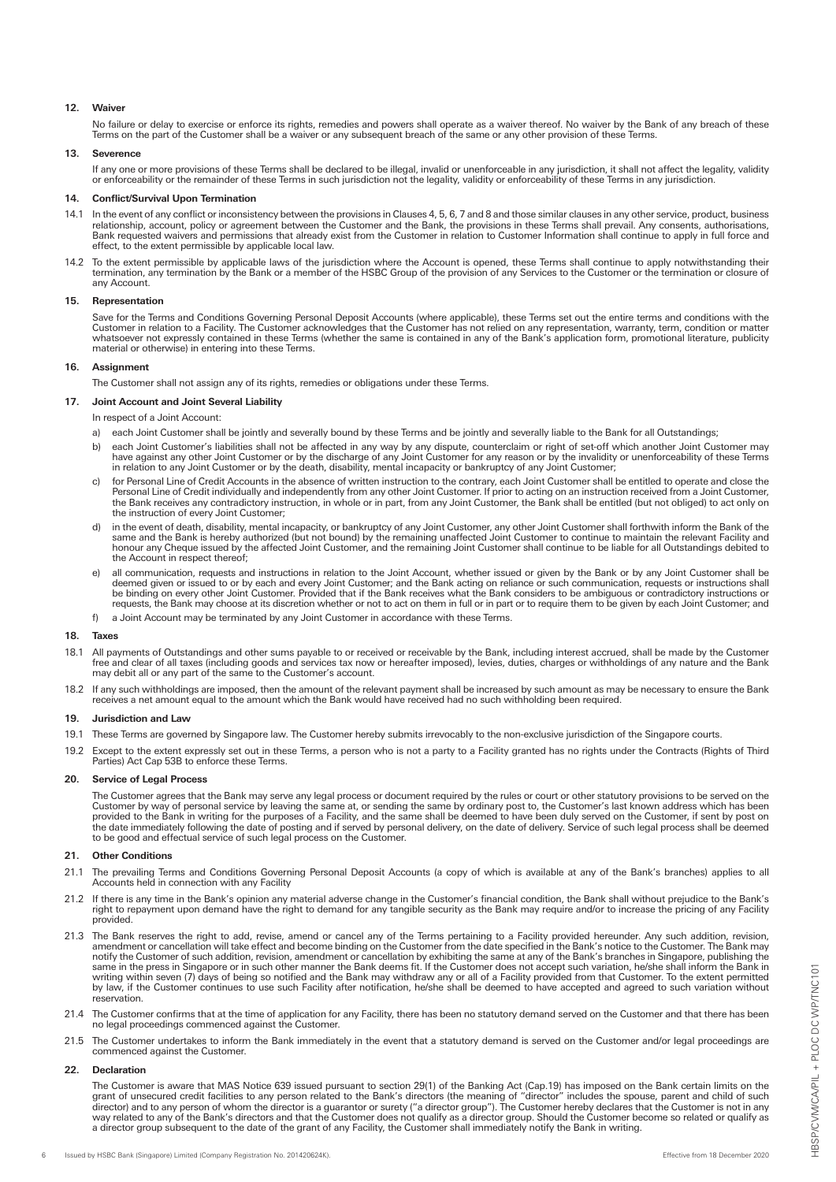## 12. Waiver

No failure or delay to exercise or enforce its rights, remedies and powers shall operate as a waiver thereof. No waiver by the Bank of any breach of these Terms on the part of the Customer shall be a waiver or any subsequent breach of the same or any other provision of these Terms.

## 13. Severence

If any one or more provisions of these Terms shall be declared to be illegal, invalid or unenforceable in any jurisdiction, it shall not affect the legality, validity or enforceability or the remainder of these Terms in such jurisdiction not the legality, validity or enforceability of these Terms in any jurisdiction.

## 14. Conflict/Survival Upon Termination

14.1 In the event of any conflict or inconsistency between the provisions in Clauses 4, 5, 6, 7 and 8 and those similar clauses in any other service, product, business relationship, account, policy or agreement between the Customer and the Bank, the provisions in these Terms shall prevail. Any consents, authorisations, Bank requested waivers and permissions that already exist from the Customer in relation to Customer Information shall continue to apply in full force and effect, to the extent permissible by applicable local law.

14.2 To the extent permissible by applicable laws of the jurisdiction where the Account is opened, these Terms shall continue to apply notwithstanding their termination, any termination by the Bank or a member of the HSBC Group of the provision of any Services to the Customer or the termination or closure of any Account.

## 15. Representation

Save for the Terms and Conditions Governing Personal Deposit Accounts (where applicable), these Terms set out the entire terms and conditions with the Customer in relation to a Facility. The Customer acknowledges that the Customer has not relied on any representation, warranty, term, condition or matter whatsoever not expressly contained in these Terms (whether the same is contained in any of the Bank's application form, promotional literature, publicity material or otherwise) in entering into these Terms.

## 16. Assignment

The Customer shall not assign any of its rights, remedies or obligations under these Terms.

## 17. Joint Account and Joint Several Liability

In respect of a Joint Account:

a) each Joint Customer shall be jointly and severally bound by these Terms and be jointly and severally liable to the Bank for all Outstandings;

b) each Joint Customer's liabilities shall not be affected in any way by any dispute, counterclaim or right of set-off which another Joint Customer may have against any other Joint Customer or by the discharge of any Joint Customer for any reason or by the invalidity or unenforceability of these Terms in relation to any Joint Customer or by the death, disability, mental incapacity or bankruptcy of any Joint Customer;

c) for Personal Line of Credit Accounts in the absence of written instruction to the contrary, each Joint Customer shall be entitled to operate and close the Personal Line of Credit individually and independently from any other Joint Customer. If prior to acting on an instruction received from a Joint Customer, the Bank receives any contradictory instruction, in whole or in part, from any Joint Customer, the Bank shall be entitled (but not obliged) to act only on the instruction of every Joint Customer;

d) in the event of death, disability, mental incapacity, or bankruptcy of any Joint Customer, any other Joint Customer shall forthwith inform the Bank of the same and the Bank is hereby authorized (but not bound) by the remaining unaffected Joint Customer to continue to maintain the relevant Facility and honour any Cheque issued by the affected Joint Customer, and the remaining Joint Customer shall continue to be liable for all Outstandings debited to the Account in respect thereof;

e) all communication, requests and instructions in relation to the Joint Account, whether issued or given by the Bank or by any Joint Customer shall be deemed given or issued to or by each and every Joint Customer; and the Bank acting on reliance or such communication, requests or instructions shall be binding on every other Joint Customer. Provided that if the Bank receives what the Bank considers to be ambiguous or contradictory instructions or requests, the Bank may choose at its discretion whether or not to act on them in full or in part or to require them to be given by each Joint Customer; and

f) a Joint Account may be terminated by any Joint Customer in accordance with these Terms.

## 18. Taxes

18.1 All payments of Outstandings and other sums payable to or received or receivable by the Bank, including interest accrued, shall be made by the Customer free and clear of all taxes (including goods and services tax now or hereafter imposed), levies, duties, charges or withholdings of any nature and the Bank may debit all or any part of the same to the Customer's account.

18.2 If any such withholdings are imposed, then the amount of the relevant payment shall be increased by such amount as may be necessary to ensure the Bank receives a net amount equal to the amount which the Bank would have received had no such withholding been required.

## 19. Jurisdiction and Law

19.1 These Terms are governed by Singapore law. The Customer hereby submits irrevocably to the non-exclusive jurisdiction of the Singapore courts.

19.2 Except to the extent expressly set out in these Terms, a person who is not a party to a Facility granted has no rights under the Contracts (Rights of Third Parties) Act Cap 53B to enforce these Terms.

## 20. Service of Legal Process

The Customer agrees that the Bank may serve any legal process or document required by the rules or court or other statutory provisions to be served on the Customer by way of personal service by leaving the same at, or sending the same by ordinary post to, the Customer's last known address which has been provided to the Bank in writing for the purposes of a Facility, and the same shall be deemed to have been duly served on the Customer, if sent by post on the date immediately following the date of posting and if served by personal delivery, on the date of delivery. Service of such legal process shall be deemed to be good and effectual service of such legal process on the Customer.

## 21. Other Conditions

21.1 The prevailing Terms and Conditions Governing Personal Deposit Accounts (a copy of which is available at any of the Bank's branches) applies to all Accounts held in connection with any Facility

21.2 If there is any time in the Bank's opinion any material adverse change in the Customer's financial condition, the Bank shall without prejudice to the Bank's right to repayment upon demand have the right to demand for any tangible security as the Bank may require and/or to increase the pricing of any Facility provided.

21.3 The Bank reserves the right to add, revise, amend or cancel any of the Terms pertaining to a Facility provided hereunder. Any such addition, revision, amendment or cancellation will take effect and become binding on the Customer from the date specified in the Bank's notice to the Customer. The Bank may notify the Customer of such addition, revision, amendment or cancellation by exhibiting the same at any of the Bank's branches in Singapore, publishing the same in the press in Singapore or in such other manner the Bank deems fit. If the Customer does not accept such variation, he/she shall inform the Bank in writing within seven (7) days of being so notified and the Bank may withdraw any or all of a Facility provided from that Customer. To the extent permitted by law, if the Customer continues to use such Facility after notification, he/she shall be deemed to have accepted and agreed to such variation without reservation.

21.4 The Customer confirms that at the time of application for any Facility, there has been no statutory demand served on the Customer and that there has been no legal proceedings commenced against the Customer.

21.5 The Customer undertakes to inform the Bank immediately in the event that a statutory demand is served on the Customer and/or legal proceedings are commenced against the Customer.

## 22. Declaration

The Customer is aware that MAS Notice 639 issued pursuant to section 29(1) of the Banking Act (Cap.19) has imposed on the Bank certain limits on the grant of unsecured credit facilities to any person related to the Bank's directors (the meaning of "director" includes the spouse, parent and child of such director) and to any person of whom the director is a guarantor or surety ("a director group"). The Customer hereby declares that the Customer is not in any way related to any of the Bank's directors and that the Customer does not qualify as a director group. Should the Customer become so related or qualify as a director group subsequent to the date of the grant of any Facility, the Customer shall immediately notify the Bank in writing.

Issued by HSBC Bank (Singapore) Limited (Company Registration No. 201420624K).

Effective from 18 December 2020

HBSP/CVM/CA/PIL + PLOC DC WP/TNC101